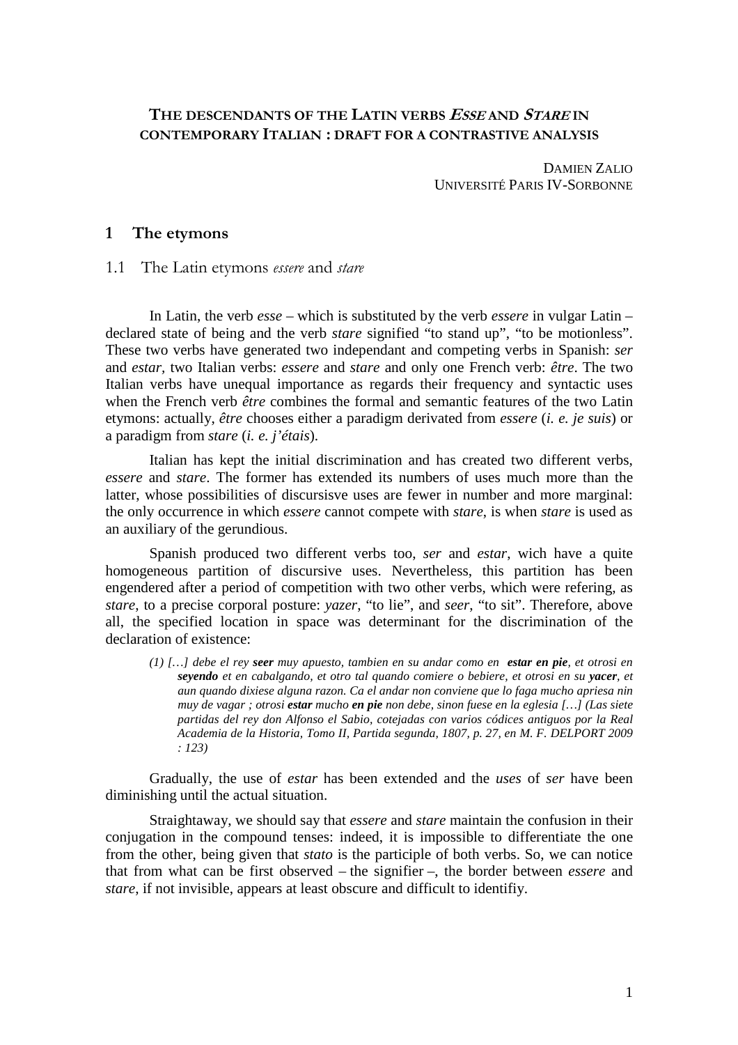# THE DESCENDANTS OF THE LATIN VERBS *ESSE* AND *STARE* IN CONTEMPORARY ITALIAN : DRAFT FOR A CONTRASTIVE ANALYSIS

DAMIEN ZALIO
UNIVERSITÉ PARIS IV-SORBONNE

## 1 The etymons

### 1.1 The Latin etymons *essere* and *stare*

In Latin, the verb *esse* – which is substituted by the verb *essere* in vulgar Latin – declared state of being and the verb *stare* signified "to stand up", "to be motionless". These two verbs have generated two independant and competing verbs in Spanish: *ser* and *estar*, two Italian verbs: *essere* and *stare* and only one French verb: *être*. The two Italian verbs have unequal importance as regards their frequency and syntactic uses when the French verb *être* combines the formal and semantic features of the two Latin etymons: actually, *être* chooses either a paradigm derivated from *essere* (*i. e. je suis*) or a paradigm from *stare* (*i. e. j'étais*).

Italian has kept the initial discrimination and has created two different verbs, *essere* and *stare*. The former has extended its numbers of uses much more than the latter, whose possibilities of discursisve uses are fewer in number and more marginal: the only occurrence in which *essere* cannot compete with *stare*, is when *stare* is used as an auxiliary of the gerundious.

Spanish produced two different verbs too, *ser* and *estar*, wich have a quite homogeneous partition of discursive uses. Nevertheless, this partition has been engendered after a period of competition with two other verbs, which were refering, as *stare*, to a precise corporal posture: *yazer*, "to lie", and *seer*, "to sit". Therefore, above all, the specified location in space was determinant for the discrimination of the declaration of existence:

> *(1) […] debe el rey **seer** muy apuesto, tambien en su andar como en **estar en pie**, et otrosi en **seyendo** et en cabalgando, et otro tal quando comiere o bebiere, et otrosi en su **yacer**, et aun quando dixiese alguna razon. Ca el andar non conviene que lo faga mucho apriesa nin muy de vagar ; otrosi **estar** mucho **en pie** non debe, sinon fuese en la eglesia […] (Las siete partidas del rey don Alfonso el Sabio, cotejadas con varios códices antiguos por la Real Academia de la Historia, Tomo II, Partida segunda, 1807, p. 27, en M. F. DELPORT 2009 : 123)*

Gradually, the use of *estar* has been extended and the *uses* of *ser* have been diminishing until the actual situation.

Straightaway, we should say that *essere* and *stare* maintain the confusion in their conjugation in the compound tenses: indeed, it is impossible to differentiate the one from the other, being given that *stato* is the participle of both verbs. So, we can notice that from what can be first observed – the signifier –, the border between *essere* and *stare*, if not invisible, appears at least obscure and difficult to identifiy.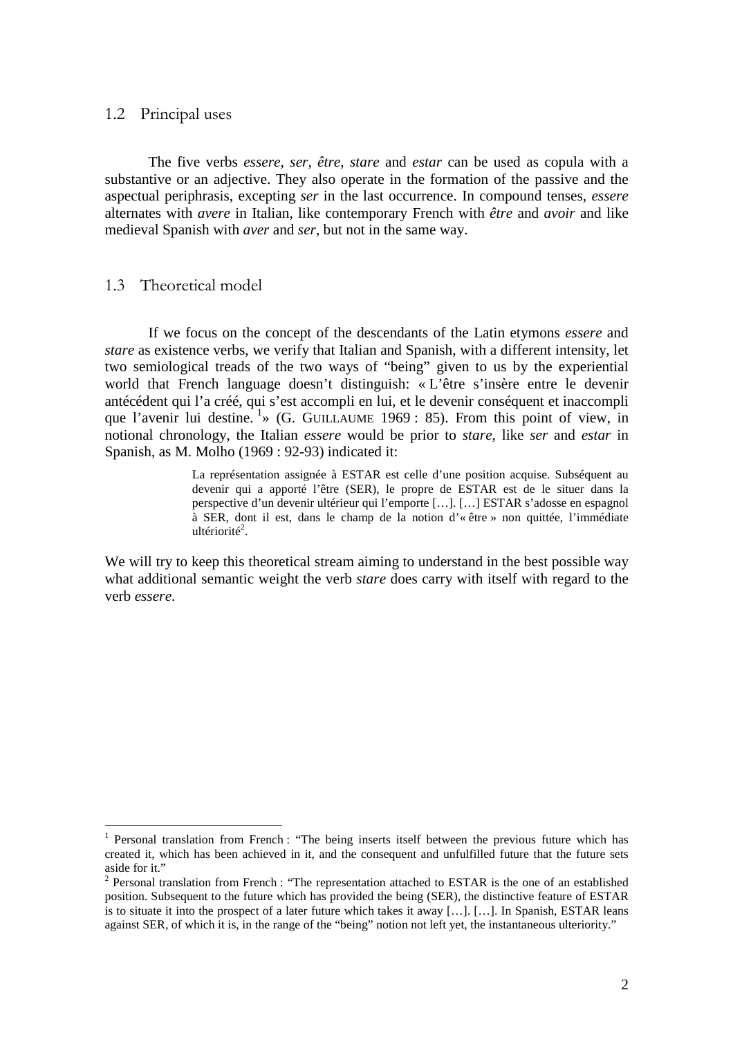## 1.2 Principal uses

The five verbs *essere*, *ser*, *être*, *stare* and *estar* can be used as copula with a substantive or an adjective. They also operate in the formation of the passive and the aspectual periphrasis, excepting *ser* in the last occurrence. In compound tenses, *essere* alternates with *avere* in Italian, like contemporary French with *être* and *avoir* and like medieval Spanish with *aver* and *ser*, but not in the same way.

## 1.3 Theoretical model

If we focus on the concept of the descendants of the Latin etymons *essere* and *stare* as existence verbs, we verify that Italian and Spanish, with a different intensity, let two semiological treads of the two ways of "being" given to us by the experiential world that French language doesn't distinguish: « L'être s'insère entre le devenir antécédent qui l'a créé, qui s'est accompli en lui, et le devenir conséquent et inaccompli que l'avenir lui destine. [1]» (G. GUILLAUME 1969 : 85). From this point of view, in notional chronology, the Italian *essere* would be prior to *stare*, like *ser* and *estar* in Spanish, as M. Molho (1969 : 92-93) indicated it:

> La représentation assignée à ESTAR est celle d'une position acquise. Subséquent au devenir qui a apporté l'être (SER), le propre de ESTAR est de le situer dans la perspective d'un devenir ultérieur qui l'emporte […]. […] ESTAR s'adosse en espagnol à SER, dont il est, dans le champ de la notion d'« être » non quittée, l'immédiate ultériorité[2].

We will try to keep this theoretical stream aiming to understand in the best possible way what additional semantic weight the verb *stare* does carry with itself with regard to the verb *essere*.

---

[1] Personal translation from French : "The being inserts itself between the previous future which has created it, which has been achieved in it, and the consequent and unfulfilled future that the future sets aside for it."

[2] Personal translation from French : "The representation attached to ESTAR is the one of an established position. Subsequent to the future which has provided the being (SER), the distinctive feature of ESTAR is to situate it into the prospect of a later future which takes it away […]. […]. In Spanish, ESTAR leans against SER, of which it is, in the range of the "being" notion not left yet, the instantaneous ulteriority."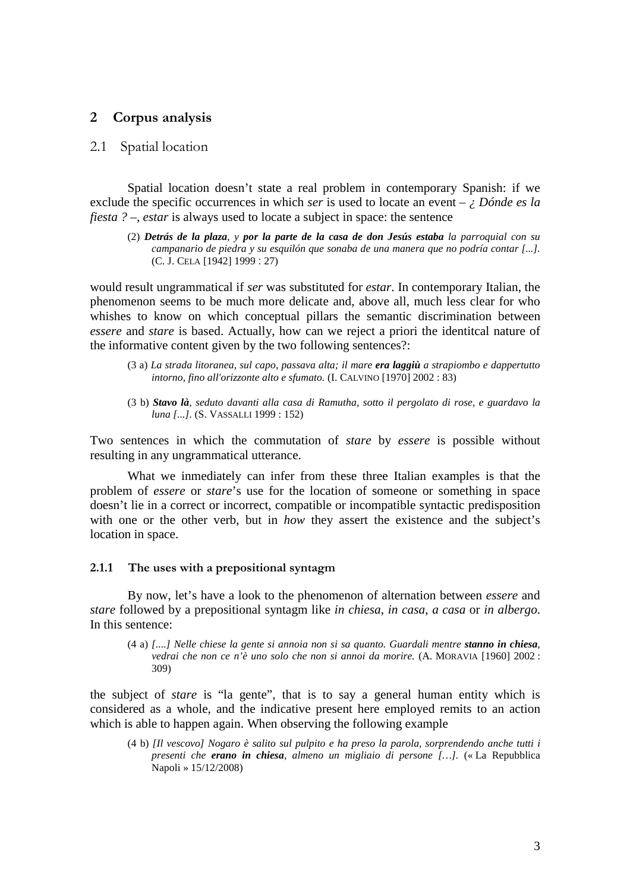## 2 Corpus analysis

### 2.1 Spatial location

Spatial location doesn't state a real problem in contemporary Spanish: if we exclude the specific occurrences in which *ser* is used to locate an event – *¿ Dónde es la fiesta ?* –, *estar* is always used to locate a subject in space: the sentence

> (2) ***Detrás de la plaza**, y **por la parte de la casa de don Jesús estaba** la parroquial con su campanario de piedra y su esquilón que sonaba de una manera que no podría contar [...].* (C. J. CELA [1942] 1999 : 27)

would result ungrammatical if *ser* was substituted for *estar*. In contemporary Italian, the phenomenon seems to be much more delicate and, above all, much less clear for who whishes to know on which conceptual pillars the semantic discrimination between *essere* and *stare* is based. Actually, how can we reject a priori the identitcal nature of the informative content given by the two following sentences?:

> (3 a) *La strada litoranea, sul capo, passava alta; il mare **era laggiù** a strapiombo e dappertutto intorno, fino all'orizzonte alto e sfumato.* (I. CALVINO [1970] 2002 : 83)

> (3 b) ***Stavo là**, seduto davanti alla casa di Ramutha, sotto il pergolato di rose, e guardavo la luna [...].* (S. VASSALLI 1999 : 152)

Two sentences in which the commutation of *stare* by *essere* is possible without resulting in any ungrammatical utterance.

What we inmediately can infer from these three Italian examples is that the problem of *essere* or *stare*'s use for the location of someone or something in space doesn't lie in a correct or incorrect, compatible or incompatible syntactic predisposition with one or the other verb, but in *how* they assert the existence and the subject's location in space.

#### 2.1.1 The uses with a prepositional syntagm

By now, let's have a look to the phenomenon of alternation between *essere* and *stare* followed by a prepositional syntagm like *in chiesa*, *in casa*, *a casa* or *in albergo*. In this sentence:

> (4 a) *[....] Nelle chiese la gente si annoia non si sa quanto. Guardali mentre **stanno in chiesa**, vedrai che non ce n'è uno solo che non si annoi da morire.* (A. MORAVIA [1960] 2002 : 309)

the subject of *stare* is "la gente", that is to say a general human entity which is considered as a whole, and the indicative present here employed remits to an action which is able to happen again. When observing the following example

> (4 b) *[Il vescovo] Nogaro è salito sul pulpito e ha preso la parola, sorprendendo anche tutti i presenti che **erano in chiesa**, almeno un migliaio di persone […].* (« La Repubblica Napoli » 15/12/2008)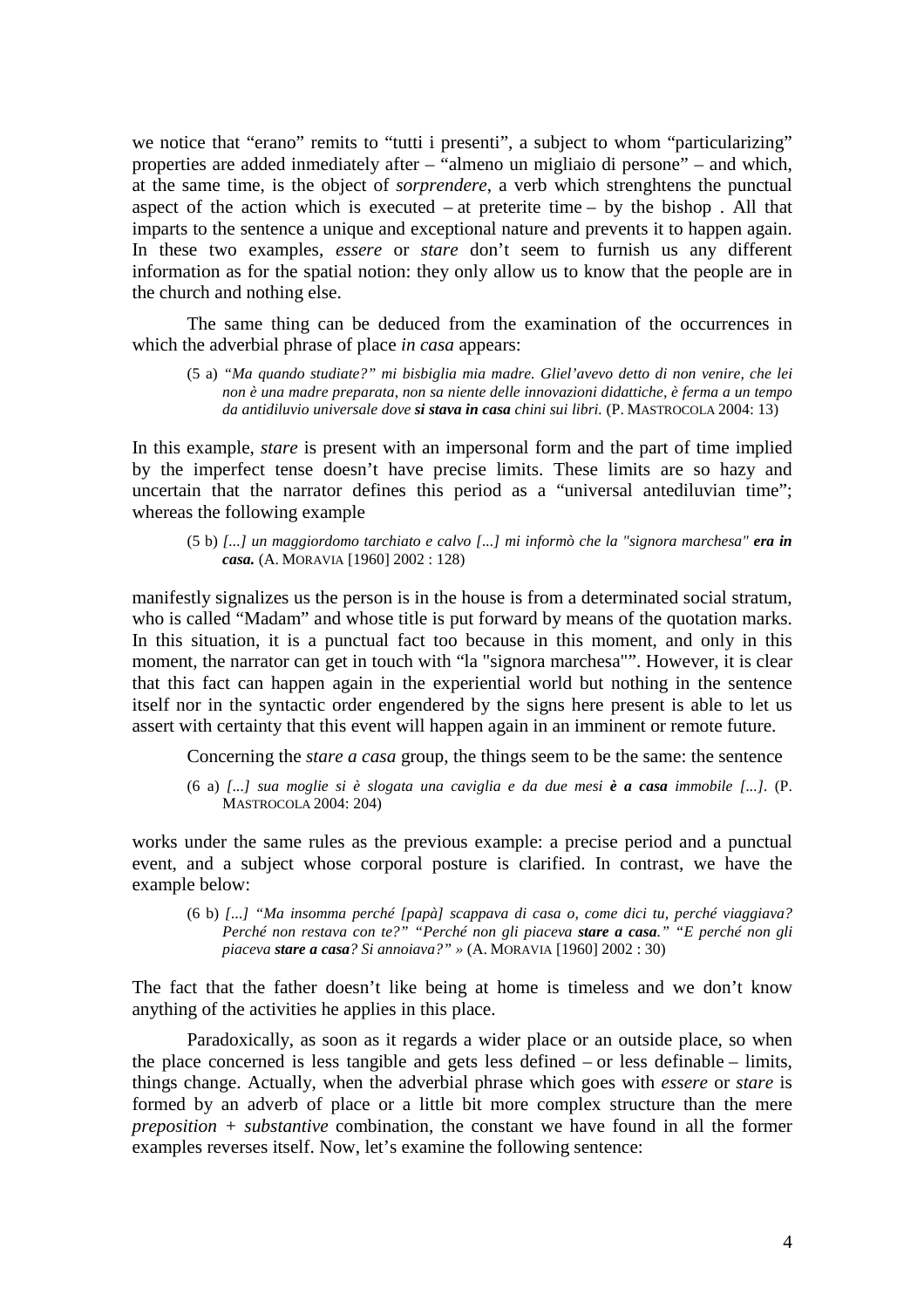we notice that "erano" remits to "tutti i presenti", a subject to whom "particularizing" properties are added inmediately after – "almeno un migliaio di persone" – and which, at the same time, is the object of *sorprendere*, a verb which strenghtens the punctual aspect of the action which is executed – at preterite time – by the bishop . All that imparts to the sentence a unique and exceptional nature and prevents it to happen again. In these two examples, *essere* or *stare* don't seem to furnish us any different information as for the spatial notion: they only allow us to know that the people are in the church and nothing else.

The same thing can be deduced from the examination of the occurrences in which the adverbial phrase of place *in casa* appears:

> (5 a) *"Ma quando studiate?" mi bisbiglia mia madre. Gliel'avevo detto di non venire, che lei non è una madre preparata, non sa niente delle innovazioni didattiche, è ferma a un tempo da antidiluvio universale dove* ***si stava in casa*** *chini sui libri.* (P. MASTROCOLA 2004: 13)

In this example, *stare* is present with an impersonal form and the part of time implied by the imperfect tense doesn't have precise limits. These limits are so hazy and uncertain that the narrator defines this period as a "universal antediluvian time"; whereas the following example

> (5 b) *[...] un maggiordomo tarchiato e calvo [...] mi informò che la "signora marchesa"* ***era in casa.*** (A. MORAVIA [1960] 2002 : 128)

manifestly signalizes us the person is in the house is from a determinated social stratum, who is called "Madam" and whose title is put forward by means of the quotation marks. In this situation, it is a punctual fact too because in this moment, and only in this moment, the narrator can get in touch with "la "signora marchesa"". However, it is clear that this fact can happen again in the experiential world but nothing in the sentence itself nor in the syntactic order engendered by the signs here present is able to let us assert with certainty that this event will happen again in an imminent or remote future.

Concerning the *stare a casa* group, the things seem to be the same: the sentence

> (6 a) *[...] sua moglie si è slogata una caviglia e da due mesi* ***è a casa*** *immobile [...].* (P. MASTROCOLA 2004: 204)

works under the same rules as the previous example: a precise period and a punctual event, and a subject whose corporal posture is clarified. In contrast, we have the example below:

> (6 b) *[...] "Ma insomma perché [papà] scappava di casa o, come dici tu, perché viaggiava? Perché non restava con te?" "Perché non gli piaceva* ***stare a casa****." "E perché non gli piaceva* ***stare a casa****? Si annoiava?" »* (A. MORAVIA [1960] 2002 : 30)

The fact that the father doesn't like being at home is timeless and we don't know anything of the activities he applies in this place.

Paradoxically, as soon as it regards a wider place or an outside place, so when the place concerned is less tangible and gets less defined – or less definable – limits, things change. Actually, when the adverbial phrase which goes with *essere* or *stare* is formed by an adverb of place or a little bit more complex structure than the mere *preposition + substantive* combination, the constant we have found in all the former examples reverses itself. Now, let's examine the following sentence: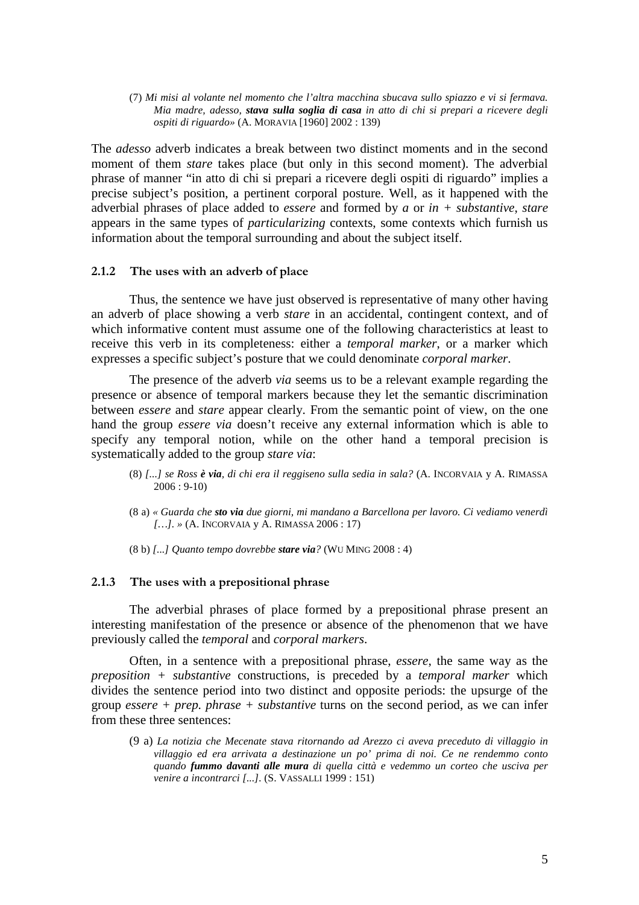(7) *Mi misi al volante nel momento che l'altra macchina sbucava sullo spiazzo e vi si fermava. Mia madre, adesso,* ***stava sulla soglia di casa*** *in atto di chi si prepari a ricevere degli ospiti di riguardo»* (A. MORAVIA [1960] 2002 : 139)

The *adesso* adverb indicates a break between two distinct moments and in the second moment of them *stare* takes place (but only in this second moment). The adverbial phrase of manner "in atto di chi si prepari a ricevere degli ospiti di riguardo" implies a precise subject's position, a pertinent corporal posture. Well, as it happened with the adverbial phrases of place added to *essere* and formed by *a* or *in + substantive*, *stare* appears in the same types of *particularizing* contexts, some contexts which furnish us information about the temporal surrounding and about the subject itself.

### 2.1.2 The uses with an adverb of place

Thus, the sentence we have just observed is representative of many other having an adverb of place showing a verb *stare* in an accidental, contingent context, and of which informative content must assume one of the following characteristics at least to receive this verb in its completeness: either a *temporal marker*, or a marker which expresses a specific subject's posture that we could denominate *corporal marker*.

The presence of the adverb *via* seems us to be a relevant example regarding the presence or absence of temporal markers because they let the semantic discrimination between *essere* and *stare* appear clearly. From the semantic point of view, on the one hand the group *essere via* doesn't receive any external information which is able to specify any temporal notion, while on the other hand a temporal precision is systematically added to the group *stare via*:

(8) *[...] se Ross* ***è via****, di chi era il reggiseno sulla sedia in sala?* (A. INCORVAIA y A. RIMASSA 2006 : 9-10)

(8 a) *« Guarda che* ***sto via*** *due giorni, mi mandano a Barcellona per lavoro. Ci vediamo venerdì […]. »* (A. INCORVAIA y A. RIMASSA 2006 : 17)

(8 b) *[...] Quanto tempo dovrebbe* ***stare via****?* (WU MING 2008 : 4)

### 2.1.3 The uses with a prepositional phrase

The adverbial phrases of place formed by a prepositional phrase present an interesting manifestation of the presence or absence of the phenomenon that we have previously called the *temporal* and *corporal markers*.

Often, in a sentence with a prepositional phrase, *essere*, the same way as the *preposition + substantive* constructions, is preceded by a *temporal marker* which divides the sentence period into two distinct and opposite periods: the upsurge of the group *essere + prep. phrase + substantive* turns on the second period, as we can infer from these three sentences:

(9 a) *La notizia che Mecenate stava ritornando ad Arezzo ci aveva preceduto di villaggio in villaggio ed era arrivata a destinazione un po' prima di noi. Ce ne rendemmo conto quando* ***fummo davanti alle mura*** *di quella città e vedemmo un corteo che usciva per venire a incontrarci [...].* (S. VASSALLI 1999 : 151)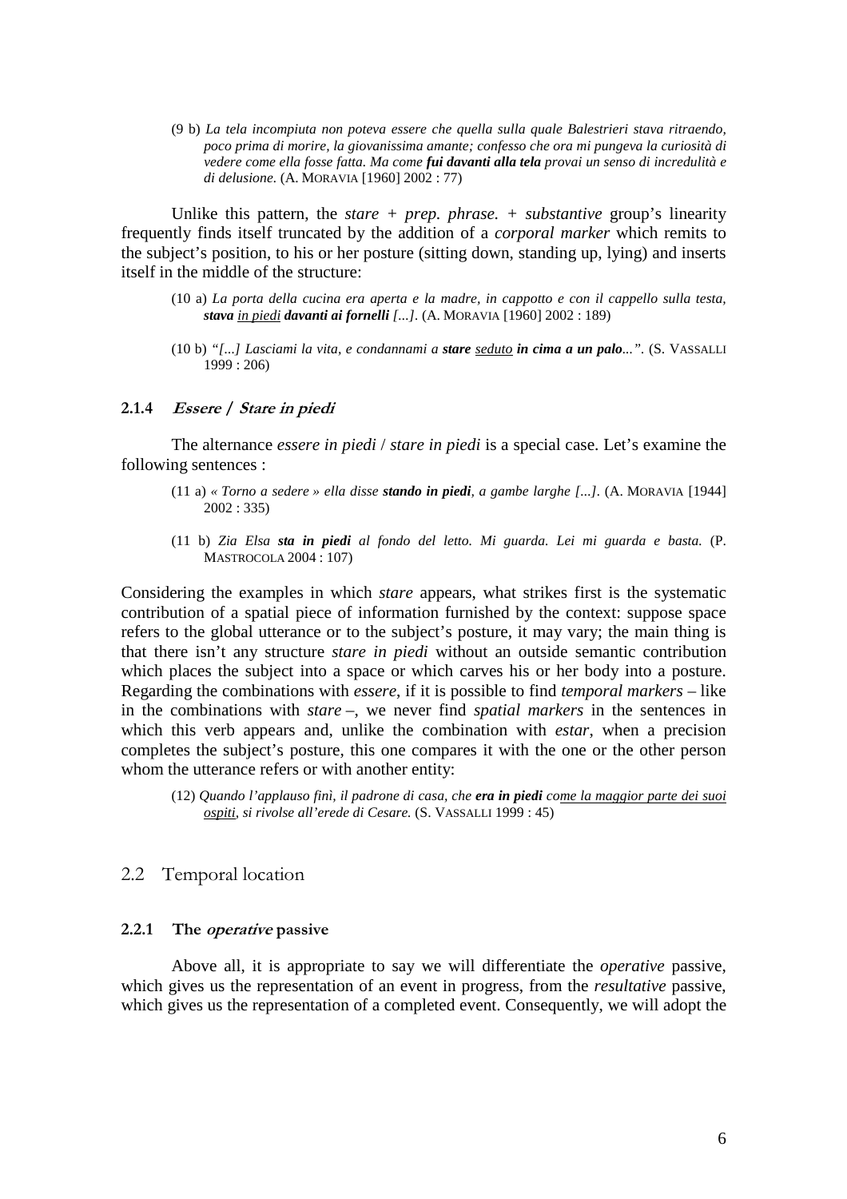(9 b) *La tela incompiuta non poteva essere che quella sulla quale Balestrieri stava ritraendo, poco prima di morire, la giovanissima amante; confesso che ora mi pungeva la curiosità di vedere come ella fosse fatta. Ma come* ***fui davanti alla tela*** *provai un senso di incredulità e di delusione.* (A. MORAVIA [1960] 2002 : 77)

Unlike this pattern, the *stare + prep. phrase. + substantive* group's linearity frequently finds itself truncated by the addition of a *corporal marker* which remits to the subject's position, to his or her posture (sitting down, standing up, lying) and inserts itself in the middle of the structure:

(10 a) *La porta della cucina era aperta e la madre, in cappotto e con il cappello sulla testa,* ***stava*** *<u>in piedi</u>* ***davanti ai fornelli*** *[...]*. (A. MORAVIA [1960] 2002 : 189)

(10 b) *"[...] Lasciami la vita, e condannami a* ***stare*** *<u>seduto</u>* ***in cima a un palo****...".* (S. VASSALLI 1999 : 206)

### 2.1.4 *Essere / Stare in piedi*

The alternance *essere in piedi* / *stare in piedi* is a special case. Let's examine the following sentences :

(11 a) *« Torno a sedere » ella disse* ***stando in piedi****, a gambe larghe [...].* (A. MORAVIA [1944] 2002 : 335)

(11 b) *Zia Elsa* ***sta in piedi*** *al fondo del letto. Mi guarda. Lei mi guarda e basta.* (P. MASTROCOLA 2004 : 107)

Considering the examples in which *stare* appears, what strikes first is the systematic contribution of a spatial piece of information furnished by the context: suppose space refers to the global utterance or to the subject's posture, it may vary; the main thing is that there isn't any structure *stare in piedi* without an outside semantic contribution which places the subject into a space or which carves his or her body into a posture. Regarding the combinations with *essere*, if it is possible to find *temporal markers* – like in the combinations with *stare* –, we never find *spatial markers* in the sentences in which this verb appears and, unlike the combination with *estar*, when a precision completes the subject's posture, this one compares it with the one or the other person whom the utterance refers or with another entity:

(12) *Quando l'applauso finì, il padrone di casa, che* ***era in piedi*** *<u>come la maggior parte dei suoi ospiti</u>, si rivolse all'erede di Cesare.* (S. VASSALLI 1999 : 45)

## 2.2 Temporal location

### 2.2.1 The *operative* passive

Above all, it is appropriate to say we will differentiate the *operative* passive, which gives us the representation of an event in progress, from the *resultative* passive, which gives us the representation of a completed event. Consequently, we will adopt the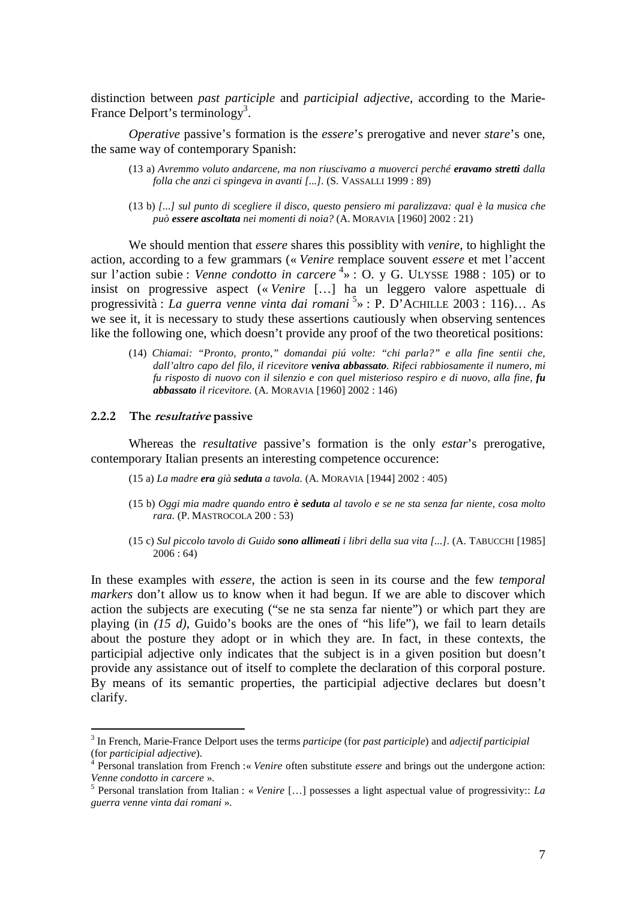distinction between *past participle* and *participial adjective*, according to the Marie-France Delport's terminology[3].

*Operative* passive's formation is the *essere*'s prerogative and never *stare*'s one, the same way of contemporary Spanish:

> (13 a) *Avremmo voluto andarcene, ma non riuscivamo a muoverci perché **eravamo stretti** dalla folla che anzi ci spingeva in avanti [...].* (S. VASSALLI 1999 : 89)

> (13 b) *[...] sul punto di scegliere il disco, questo pensiero mi paralizzava: qual è la musica che può **essere ascoltata** nei momenti di noia?* (A. MORAVIA [1960] 2002 : 21)

We should mention that *essere* shares this possiblity with *venire*, to highlight the action, according to a few grammars (« *Venire* remplace souvent *essere* et met l'accent sur l'action subie : *Venne condotto in carcere* [4]» : O. y G. ULYSSE 1988 : 105) or to insist on progressive aspect (« *Venire* […] ha un leggero valore aspettuale di progressività : *La guerra venne vinta dai romani* [5]» : P. D'ACHILLE 2003 : 116)… As we see it, it is necessary to study these assertions cautiously when observing sentences like the following one, which doesn't provide any proof of the two theoretical positions:

> (14) *Chiamai: "Pronto, pronto," domandai piú volte: "chi parla?" e alla fine sentii che, dall'altro capo del filo, il ricevitore **veniva abbassato**. Rifeci rabbiosamente il numero, mi fu risposto di nuovo con il silenzio e con quel misterioso respiro e di nuovo, alla fine, **fu abbassato** il ricevitore.* (A. MORAVIA [1960] 2002 : 146)

### 2.2.2 The *resultative* passive

Whereas the *resultative* passive's formation is the only *estar*'s prerogative, contemporary Italian presents an interesting competence occurence:

> (15 a) *La madre **era** già **seduta** a tavola.* (A. MORAVIA [1944] 2002 : 405)

> (15 b) *Oggi mia madre quando entro **è seduta** al tavolo e se ne sta senza far niente, cosa molto rara.* (P. MASTROCOLA 200 : 53)

> (15 c) *Sul piccolo tavolo di Guido **sono allimeati** i libri della sua vita [...].* (A. TABUCCHI [1985] 2006 : 64)

In these examples with *essere*, the action is seen in its course and the few *temporal markers* don't allow us to know when it had begun. If we are able to discover which action the subjects are executing ("se ne sta senza far niente") or which part they are playing (in *(15 d)*, Guido's books are the ones of "his life"), we fail to learn details about the posture they adopt or in which they are. In fact, in these contexts, the participial adjective only indicates that the subject is in a given position but doesn't provide any assistance out of itself to complete the declaration of this corporal posture. By means of its semantic properties, the participial adjective declares but doesn't clarify.

---

[3] In French, Marie-France Delport uses the terms *participe* (for *past participle*) and *adjectif participial* (for *participial adjective*).

[4] Personal translation from French :« *Venire* often substitute *essere* and brings out the undergone action: *Venne condotto in carcere* ».

[5] Personal translation from Italian : « *Venire* […] possesses a light aspectual value of progressivity:: *La guerra venne vinta dai romani* ».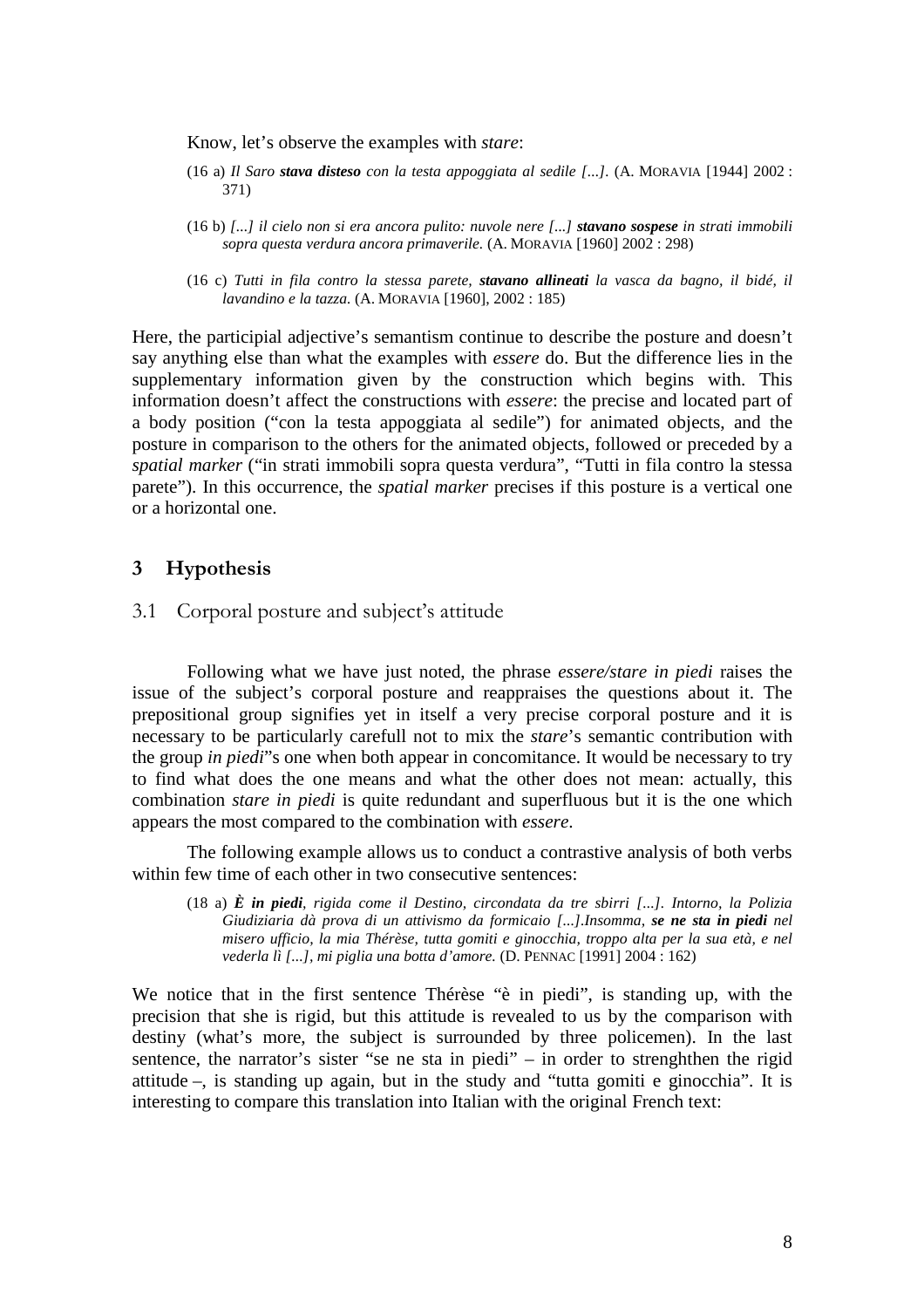Know, let's observe the examples with *stare*:

(16 a) *Il Saro **stava disteso** con la testa appoggiata al sedile [...].* (A. MORAVIA [1944] 2002 : 371)

(16 b) *[...] il cielo non si era ancora pulito: nuvole nere [...] **stavano sospese** in strati immobili sopra questa verdura ancora primaverile.* (A. MORAVIA [1960] 2002 : 298)

(16 c) *Tutti in fila contro la stessa parete, **stavano allineati** la vasca da bagno, il bidé, il lavandino e la tazza.* (A. MORAVIA [1960], 2002 : 185)

Here, the participial adjective's semantism continue to describe the posture and doesn't say anything else than what the examples with *essere* do. But the difference lies in the supplementary information given by the construction which begins with. This information doesn't affect the constructions with *essere*: the precise and located part of a body position ("con la testa appoggiata al sedile") for animated objects, and the posture in comparison to the others for the animated objects, followed or preceded by a *spatial marker* ("in strati immobili sopra questa verdura", "Tutti in fila contro la stessa parete"). In this occurrence, the *spatial marker* precises if this posture is a vertical one or a horizontal one.

## 3 Hypothesis

### 3.1 Corporal posture and subject's attitude

Following what we have just noted, the phrase *essere/stare in piedi* raises the issue of the subject's corporal posture and reappraises the questions about it. The prepositional group signifies yet in itself a very precise corporal posture and it is necessary to be particularly carefull not to mix the *stare*'s semantic contribution with the group *in piedi*"s one when both appear in concomitance. It would be necessary to try to find what does the one means and what the other does not mean: actually, this combination *stare in piedi* is quite redundant and superfluous but it is the one which appears the most compared to the combination with *essere*.

The following example allows us to conduct a contrastive analysis of both verbs within few time of each other in two consecutive sentences:

(18 a) ***È in piedi**, rigida come il Destino, circondata da tre sbirri [...]. Intorno, la Polizia Giudiziaria dà prova di un attivismo da formicaio [...].Insomma, **se ne sta in piedi** nel misero ufficio, la mia Thérèse, tutta gomiti e ginocchia, troppo alta per la sua età, e nel vederla lì [...], mi piglia una botta d'amore.* (D. PENNAC [1991] 2004 : 162)

We notice that in the first sentence Thérèse "è in piedi", is standing up, with the precision that she is rigid, but this attitude is revealed to us by the comparison with destiny (what's more, the subject is surrounded by three policemen). In the last sentence, the narrator's sister "se ne sta in piedi" – in order to strenghthen the rigid attitude –, is standing up again, but in the study and "tutta gomiti e ginocchia". It is interesting to compare this translation into Italian with the original French text: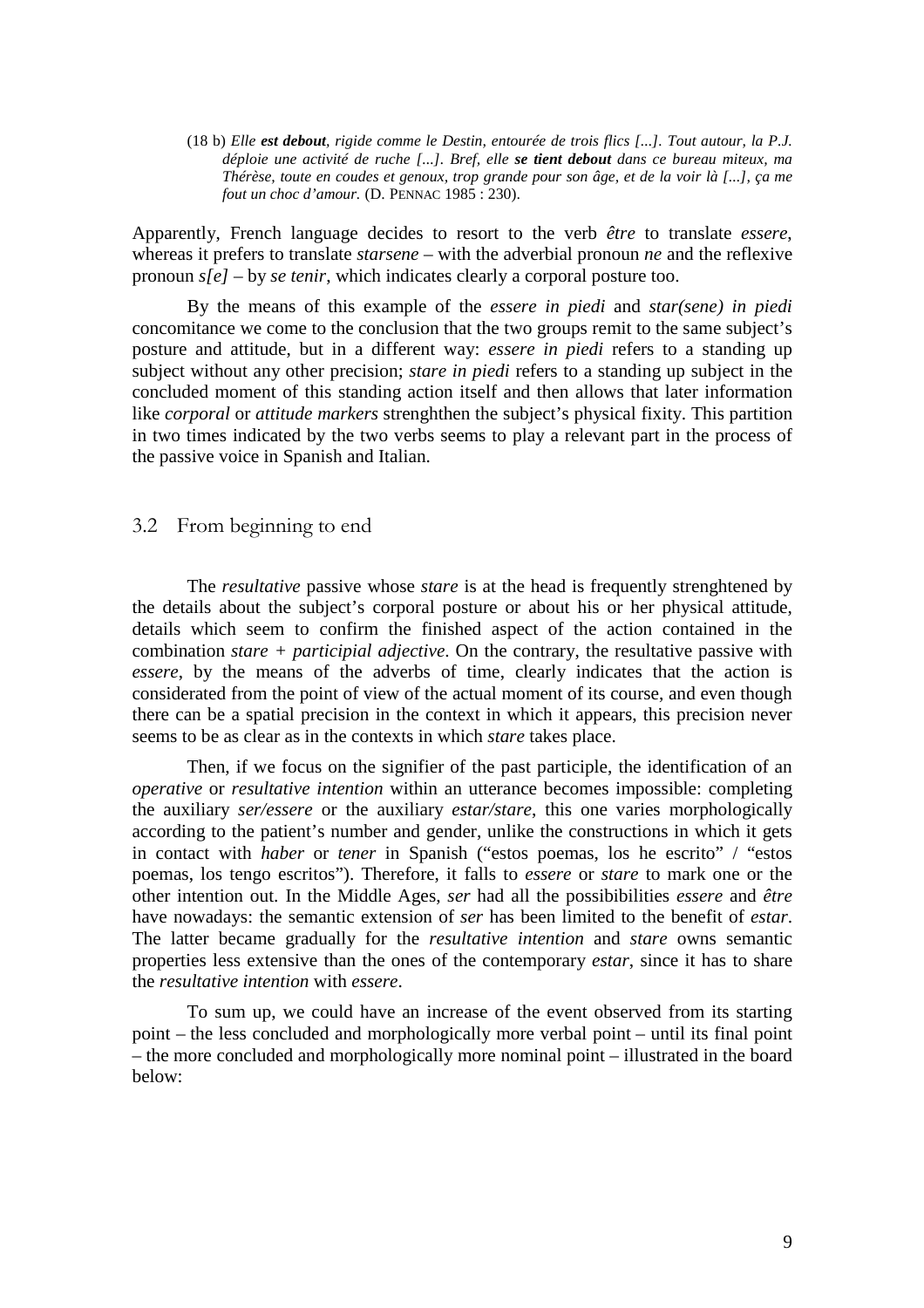(18 b) *Elle **est debout**, rigide comme le Destin, entourée de trois flics [...]. Tout autour, la P.J. déploie une activité de ruche [...]. Bref, elle **se tient debout** dans ce bureau miteux, ma Thérèse, toute en coudes et genoux, trop grande pour son âge, et de la voir là [...], ça me fout un choc d'amour.* (D. PENNAC 1985 : 230).

Apparently, French language decides to resort to the verb *être* to translate *essere*, whereas it prefers to translate *starsene* – with the adverbial pronoun *ne* and the reflexive pronoun *s[e]* – by *se tenir*, which indicates clearly a corporal posture too.

By the means of this example of the *essere in piedi* and *star(sene) in piedi* concomitance we come to the conclusion that the two groups remit to the same subject's posture and attitude, but in a different way: *essere in piedi* refers to a standing up subject without any other precision; *stare in piedi* refers to a standing up subject in the concluded moment of this standing action itself and then allows that later information like *corporal* or *attitude markers* strenghthen the subject's physical fixity. This partition in two times indicated by the two verbs seems to play a relevant part in the process of the passive voice in Spanish and Italian.

## 3.2 From beginning to end

The *resultative* passive whose *stare* is at the head is frequently strenghtened by the details about the subject's corporal posture or about his or her physical attitude, details which seem to confirm the finished aspect of the action contained in the combination *stare + participial adjective*. On the contrary, the resultative passive with *essere*, by the means of the adverbs of time, clearly indicates that the action is considerated from the point of view of the actual moment of its course, and even though there can be a spatial precision in the context in which it appears, this precision never seems to be as clear as in the contexts in which *stare* takes place.

Then, if we focus on the signifier of the past participle, the identification of an *operative* or *resultative intention* within an utterance becomes impossible: completing the auxiliary *ser/essere* or the auxiliary *estar/stare*, this one varies morphologically according to the patient's number and gender, unlike the constructions in which it gets in contact with *haber* or *tener* in Spanish ("estos poemas, los he escrito" / "estos poemas, los tengo escritos"). Therefore, it falls to *essere* or *stare* to mark one or the other intention out. In the Middle Ages, *ser* had all the possibibilities *essere* and *être* have nowadays: the semantic extension of *ser* has been limited to the benefit of *estar*. The latter became gradually for the *resultative intention* and *stare* owns semantic properties less extensive than the ones of the contemporary *estar*, since it has to share the *resultative intention* with *essere*.

To sum up, we could have an increase of the event observed from its starting point – the less concluded and morphologically more verbal point – until its final point – the more concluded and morphologically more nominal point – illustrated in the board below: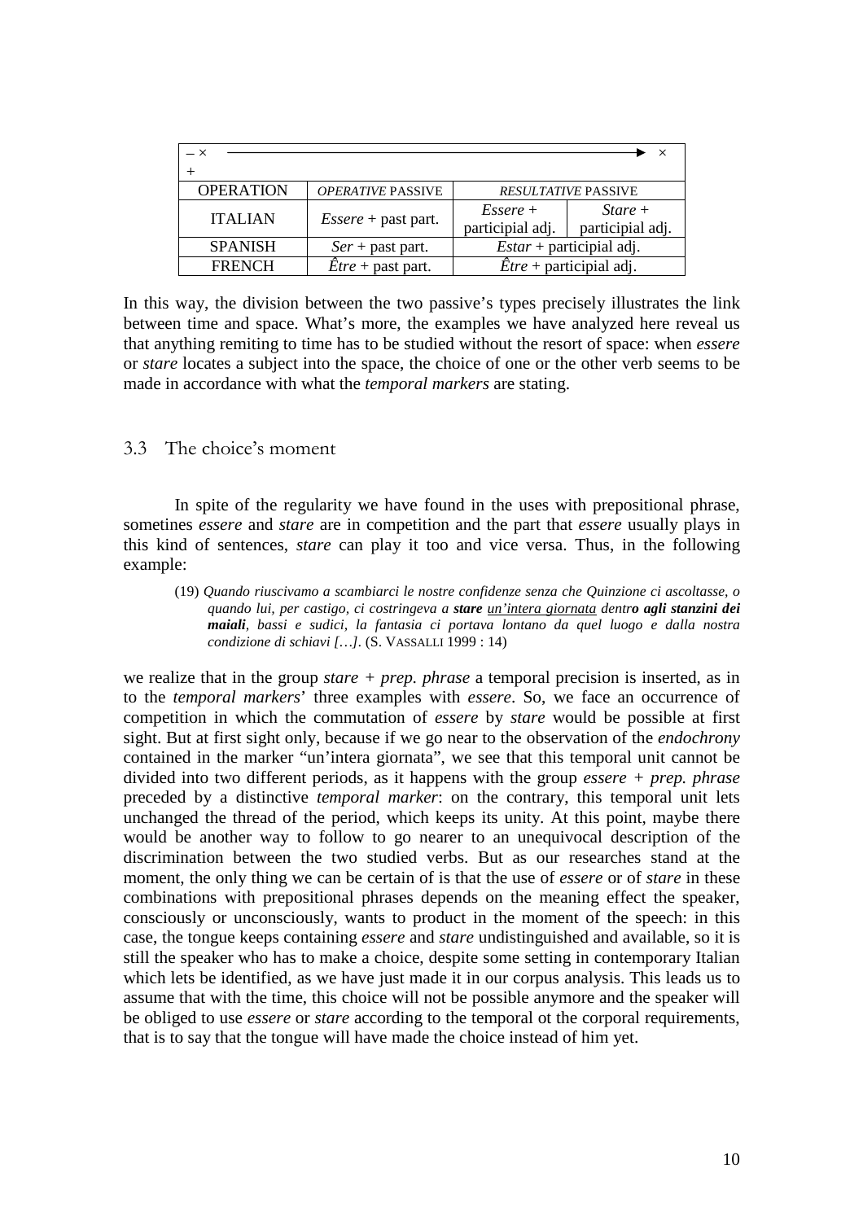| – × ⟶ × <br> + | | | |
|---|---|---|---|
| OPERATION | *OPERATIVE* PASSIVE | *RESULTATIVE* PASSIVE | |
| ITALIAN | *Essere* + past part. | *Essere* + participial adj. | *Stare* + participial adj. |
| SPANISH | *Ser* + past part. | *Estar* + participial adj. | |
| FRENCH | *Être* + past part. | *Être* + participial adj. | |

In this way, the division between the two passive's types precisely illustrates the link between time and space. What's more, the examples we have analyzed here reveal us that anything remiting to time has to be studied without the resort of space: when *essere* or *stare* locates a subject into the space, the choice of one or the other verb seems to be made in accordance with what the *temporal markers* are stating.

### 3.3 The choice's moment

In spite of the regularity we have found in the uses with prepositional phrase, sometimes *essere* and *stare* are in competition and the part that *essere* usually plays in this kind of sentences, *stare* can play it too and vice versa. Thus, in the following example:

> (19) *Quando riuscivamo a scambiarci le nostre confidenze senza che Quinzione ci ascoltasse, o quando lui, per castigo, ci costringeva a **stare** <u>un'intera giornata</u> dentr**o agli stanzini dei maiali**, bassi e sudici, la fantasia ci portava lontano da quel luogo e dalla nostra condizione di schiavi […].* (S. VASSALLI 1999 : 14)

we realize that in the group *stare + prep. phrase* a temporal precision is inserted, as in to the *temporal markers*' three examples with *essere*. So, we face an occurrence of competition in which the commutation of *essere* by *stare* would be possible at first sight. But at first sight only, because if we go near to the observation of the *endochrony* contained in the marker "un'intera giornata", we see that this temporal unit cannot be divided into two different periods, as it happens with the group *essere + prep. phrase* preceded by a distinctive *temporal marker*: on the contrary, this temporal unit lets unchanged the thread of the period, which keeps its unity. At this point, maybe there would be another way to follow to go nearer to an unequivocal description of the discrimination between the two studied verbs. But as our researches stand at the moment, the only thing we can be certain of is that the use of *essere* or of *stare* in these combinations with prepositional phrases depends on the meaning effect the speaker, consciously or unconsciously, wants to product in the moment of the speech: in this case, the tongue keeps containing *essere* and *stare* undistinguished and available, so it is still the speaker who has to make a choice, despite some setting in contemporary Italian which lets be identified, as we have just made it in our corpus analysis. This leads us to assume that with the time, this choice will not be possible anymore and the speaker will be obliged to use *essere* or *stare* according to the temporal ot the corporal requirements, that is to say that the tongue will have made the choice instead of him yet.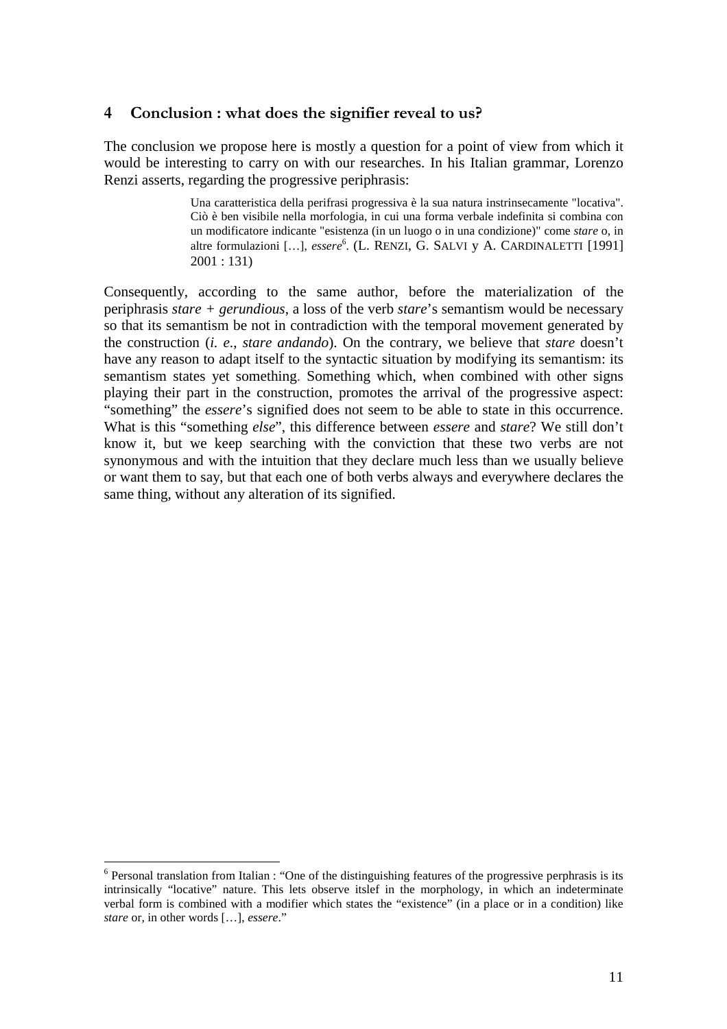## 4 Conclusion : what does the signifier reveal to us?

The conclusion we propose here is mostly a question for a point of view from which it would be interesting to carry on with our researches. In his Italian grammar, Lorenzo Renzi asserts, regarding the progressive periphrasis:

> Una caratteristica della perifrasi progressiva è la sua natura instrinsecamente "locativa". Ciò è ben visibile nella morfologia, in cui una forma verbale indefinita si combina con un modificatore indicante "esistenza (in un luogo o in una condizione)" come *stare* o, in altre formulazioni […], *essere*[6]. (L. RENZI, G. SALVI y A. CARDINALETTI [1991] 2001 : 131)

Consequently, according to the same author, before the materialization of the periphrasis *stare + gerundious*, a loss of the verb *stare*'s semantism would be necessary so that its semantism be not in contradiction with the temporal movement generated by the construction (*i. e*., *stare andando*). On the contrary, we believe that *stare* doesn't have any reason to adapt itself to the syntactic situation by modifying its semantism: its semantism states yet something. Something which, when combined with other signs playing their part in the construction, promotes the arrival of the progressive aspect: "something" the *essere*'s signified does not seem to be able to state in this occurrence. What is this "something *else*", this difference between *essere* and *stare*? We still don't know it, but we keep searching with the conviction that these two verbs are not synonymous and with the intuition that they declare much less than we usually believe or want them to say, but that each one of both verbs always and everywhere declares the same thing, without any alteration of its signified.

---

[6] Personal translation from Italian : "One of the distinguishing features of the progressive perphrasis is its intrinsically "locative" nature. This lets observe itslef in the morphology, in which an indeterminate verbal form is combined with a modifier which states the "existence" (in a place or in a condition) like *stare* or, in other words […], *essere*."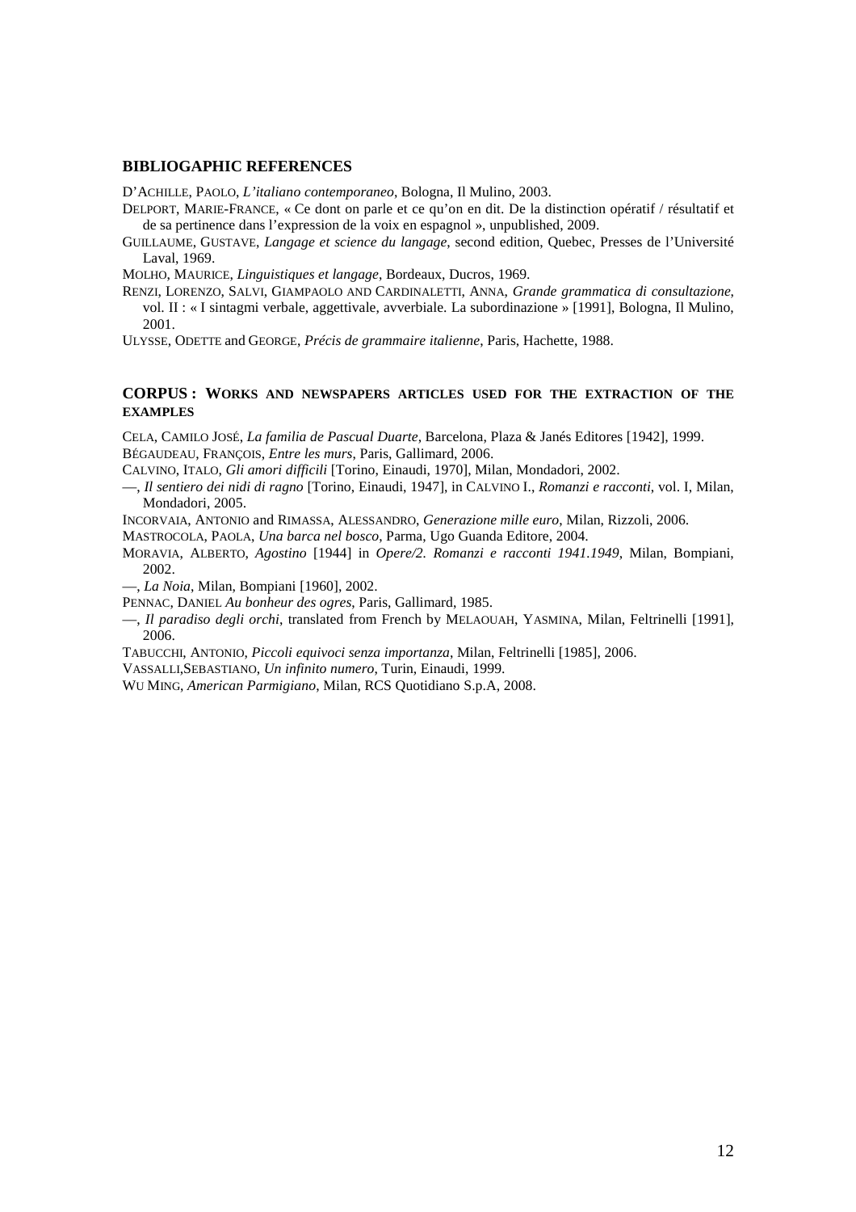## BIBLIOGAPHIC REFERENCES

D'ACHILLE, PAOLO, *L'italiano contemporaneo*, Bologna, Il Mulino, 2003.

DELPORT, MARIE-FRANCE, « Ce dont on parle et ce qu'on en dit. De la distinction opératif / résultatif et de sa pertinence dans l'expression de la voix en espagnol », unpublished, 2009.

GUILLAUME, GUSTAVE, *Langage et science du langage*, second edition, Quebec, Presses de l'Université Laval, 1969.

MOLHO, MAURICE, *Linguistiques et langage*, Bordeaux, Ducros, 1969.

RENZI, LORENZO, SALVI, GIAMPAOLO AND CARDINALETTI, ANNA, *Grande grammatica di consultazione*, vol. II : « I sintagmi verbale, aggettivale, avverbiale. La subordinazione » [1991], Bologna, Il Mulino, 2001.

ULYSSE, ODETTE and GEORGE, *Précis de grammaire italienne*, Paris, Hachette, 1988.

## CORPUS : WORKS AND NEWSPAPERS ARTICLES USED FOR THE EXTRACTION OF THE EXAMPLES

CELA, CAMILO JOSÉ, *La familia de Pascual Duarte*, Barcelona, Plaza & Janés Editores [1942], 1999.

BÉGAUDEAU, FRANÇOIS, *Entre les murs*, Paris, Gallimard, 2006.

CALVINO, ITALO, *Gli amori difficili* [Torino, Einaudi, 1970], Milan, Mondadori, 2002.

—, *Il sentiero dei nidi di ragno* [Torino, Einaudi, 1947], in CALVINO I., *Romanzi e racconti*, vol. I, Milan, Mondadori, 2005.

INCORVAIA, ANTONIO and RIMASSA, ALESSANDRO, *Generazione mille euro*, Milan, Rizzoli, 2006.

MASTROCOLA, PAOLA, *Una barca nel bosco*, Parma, Ugo Guanda Editore, 2004.

MORAVIA, ALBERTO, *Agostino* [1944] in *Opere/2. Romanzi e racconti 1941.1949*, Milan, Bompiani, 2002.

—, *La Noia*, Milan, Bompiani [1960], 2002.

PENNAC, DANIEL *Au bonheur des ogres*, Paris, Gallimard, 1985.

—, *Il paradiso degli orchi*, translated from French by MELAOUAH, YASMINA, Milan, Feltrinelli [1991], 2006.

TABUCCHI, ANTONIO, *Piccoli equivoci senza importanza*, Milan, Feltrinelli [1985], 2006.

VASSALLI,SEBASTIANO, *Un infinito numero*, Turin, Einaudi, 1999.

WU MING, *American Parmigiano*, Milan, RCS Quotidiano S.p.A, 2008.